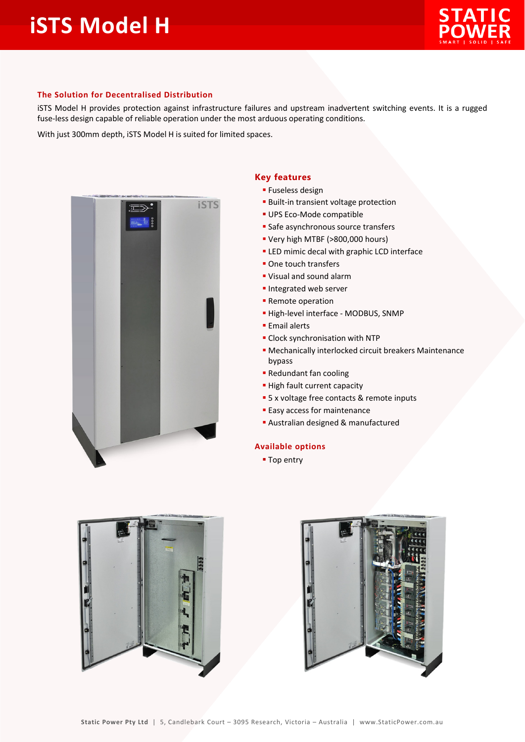# iTS Model H

## The Solution for Decentralised Distribution

iSTS Model H provides protection against infrastructure failures and upstream inadvertent switching events. It is a rugged fuse-less design capable of reliable operation under the most arduous operating conditions.

With just 300mm depth, iSTS Model H is suited for limited spaces.

## Key features

- Fuseless design
- Built-in transient voltage protection
- UPS Eco-Mode compatible
- Safe asynchronous source transfers
- Very high MTBF (>800,000 hours)
- LED mimic decal with graphic LCD interface
- One touch transfers
- Visual and sound alarm
- Integrated web server
- Remote operation
- High-level interface - MODBUS, SNMP
- Email alerts
- Clock synchronisation with NTP
- Mechanically interlocked circuit breakers Maintenance bypass
- Redundant fan cooling
- High fault current capacity
- 5 x voltage free contacts & remote inputs
- Easy access for maintenance
- Australian designed & manufactured

## Available options

- Top entry

Static Power Pty Ltd | 5, Candlebark Court – 3095 Research, Victoria – Australia | www.StaticPower.com.au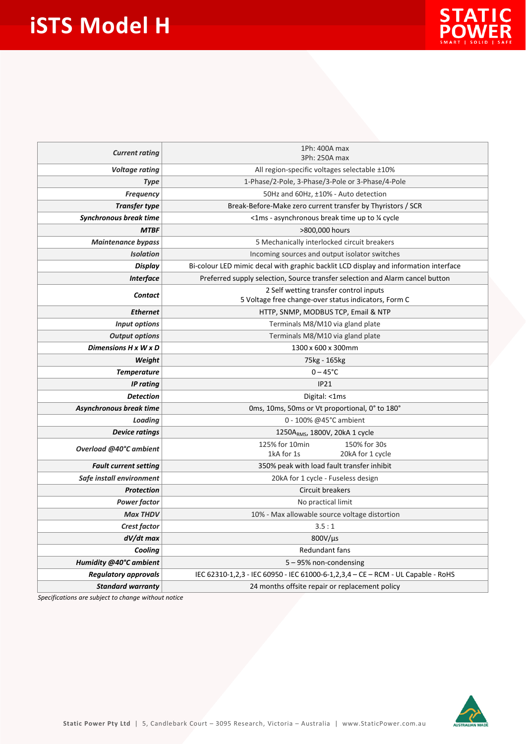# iSTS Model H

| | |
|---|---|
| ***Current rating*** | 1Ph: 400A max<br>3Ph: 250A max |
| ***Voltage rating*** | All region-specific voltages selectable ±10% |
| ***Type*** | 1-Phase/2-Pole, 3-Phase/3-Pole or 3-Phase/4-Pole |
| ***Frequency*** | 50Hz and 60Hz, ±10% - Auto detection |
| ***Transfer type*** | Break-Before-Make zero current transfer by Thyristors / SCR |
| ***Synchronous break time*** | <1ms - asynchronous break time up to ¼ cycle |
| ***MTBF*** | >800,000 hours |
| ***Maintenance bypass*** | 5 Mechanically interlocked circuit breakers |
| ***Isolation*** | Incoming sources and output isolator switches |
| ***Display*** | Bi-colour LED mimic decal with graphic backlit LCD display and information interface |
| ***Interface*** | Preferred supply selection, Source transfer selection and Alarm cancel button |
| ***Contact*** | 2 Self wetting transfer control inputs<br>5 Voltage free change-over status indicators, Form C |
| ***Ethernet*** | HTTP, SNMP, MODBUS TCP, Email & NTP |
| ***Input options*** | Terminals M8/M10 via gland plate |
| ***Output options*** | Terminals M8/M10 via gland plate |
| ***Dimensions H x W x D*** | 1300 x 600 x 300mm |
| ***Weight*** | 75kg - 165kg |
| ***Temperature*** | 0 – 45°C |
| ***IP rating*** | IP21 |
| ***Detection*** | Digital: <1ms |
| ***Asynchronous break time*** | 0ms, 10ms, 50ms or Vt proportional, 0° to 180° |
| ***Loading*** | 0 - 100% @45°C ambient |
| ***Device ratings*** | 1250$A_{RMS}$, 1800V, 20kA 1 cycle |
| ***Overload @40°C ambient*** | 125% for 10min 150% for 30s<br>1kA for 1s 20kA for 1 cycle |
| ***Fault current setting*** | 350% peak with load fault transfer inhibit |
| ***Safe install environment*** | 20kA for 1 cycle - Fuseless design |
| ***Protection*** | Circuit breakers |
| ***Power factor*** | No practical limit |
| ***Max THDV*** | 10% - Max allowable source voltage distortion |
| ***Crest factor*** | 3.5 : 1 |
| ***dV/dt max*** | 800V/µs |
| ***Cooling*** | Redundant fans |
| ***Humidity @40°C ambient*** | 5 – 95% non-condensing |
| ***Regulatory approvals*** | IEC 62310-1,2,3 - IEC 60950 - IEC 61000-6-1,2,3,4 – CE – RCM - UL Capable - RoHS |
| ***Standard warranty*** | 24 months offsite repair or replacement policy |

*Specifications are subject to change without notice*

**Static Power Pty Ltd** | 5, Candlebark Court – 3095 Research, Victoria – Australia | www.StaticPower.com.au